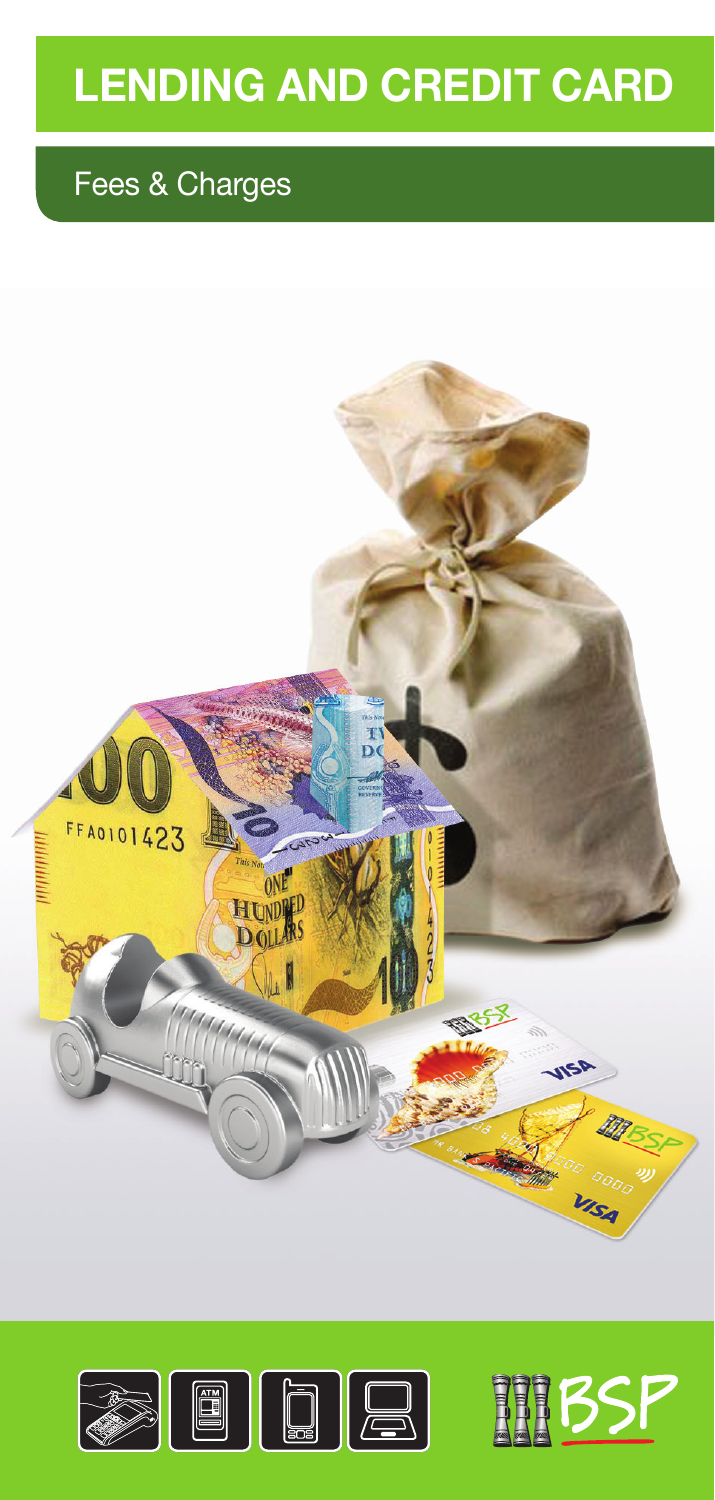# LENDING AND CREDIT CARD

## Fees & Charges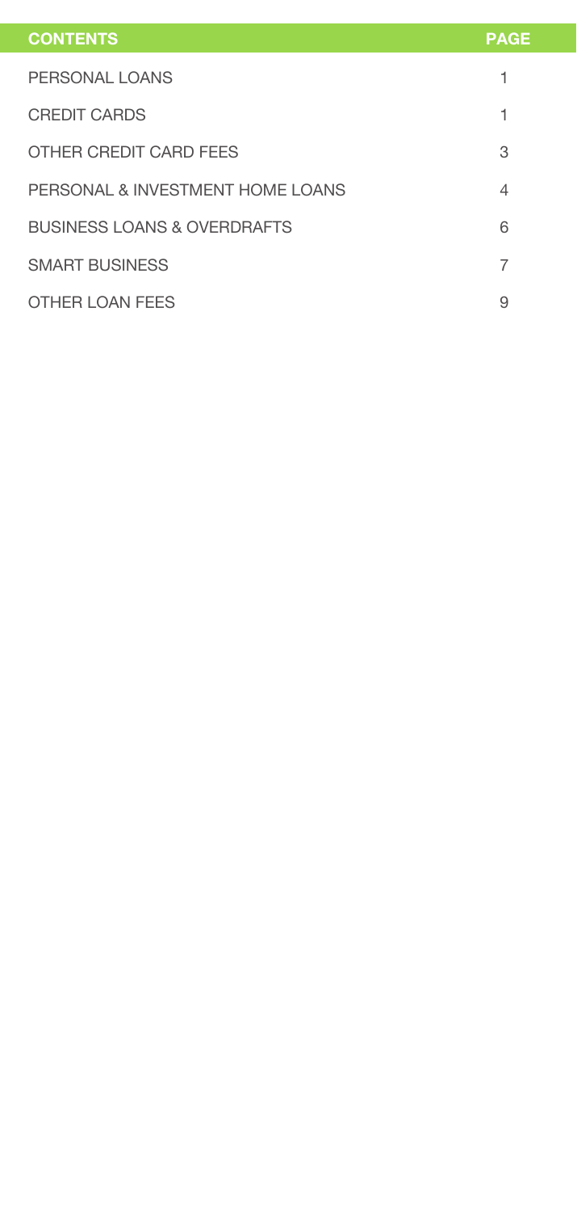| CONTENTS | PAGE |
| --- | --- |
| PERSONAL LOANS | 1 |
| CREDIT CARDS | 1 |
| OTHER CREDIT CARD FEES | 3 |
| PERSONAL & INVESTMENT HOME LOANS | 4 |
| BUSINESS LOANS & OVERDRAFTS | 6 |
| SMART BUSINESS | 7 |
| OTHER LOAN FEES | 9 |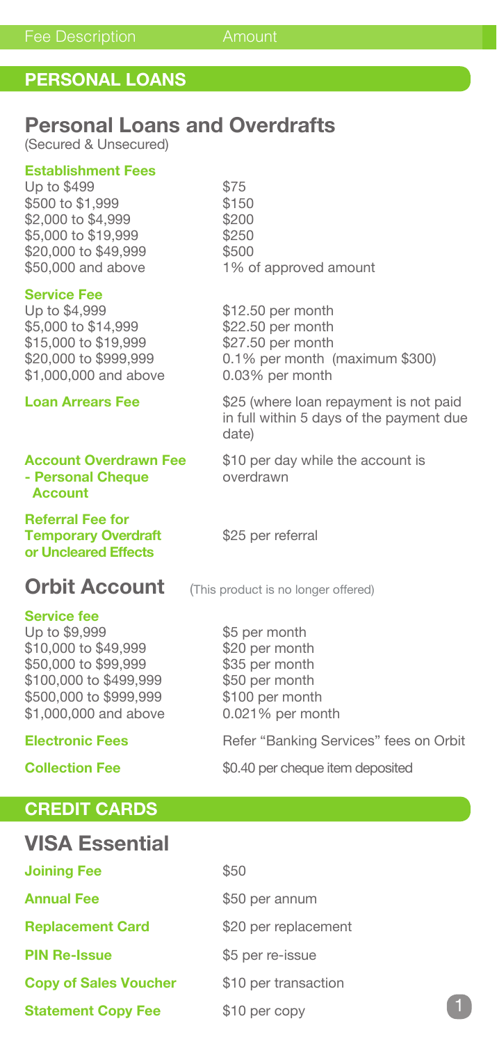| Fee Description | Amount |
|---|---|

## PERSONAL LOANS

### Personal Loans and Overdrafts
(Secured & Unsecured)

**Establishment Fees**

| | |
|---|---|
| Up to $499 | $75 |
| $500 to $1,999 | $150 |
| $2,000 to $4,999 | $200 |
| $5,000 to $19,999 | $250 |
| $20,000 to $49,999 | $500 |
| $50,000 and above | 1% of approved amount |

**Service Fee**

| | |
|---|---|
| Up to $4,999 | $12.50 per month |
| $5,000 to $14,999 | $22.50 per month |
| $15,000 to $19,999 | $27.50 per month |
| $20,000 to $999,999 | 0.1% per month (maximum $300) |
| $1,000,000 and above | 0.03% per month |

| | |
|---|---|
| **Loan Arrears Fee** | $25 (where loan repayment is not paid in full within 5 days of the payment due date) |
| **Account Overdrawn Fee - Personal Cheque Account** | $10 per day while the account is overdrawn |
| **Referral Fee for Temporary Overdraft or Uncleared Effects** | $25 per referral |

### Orbit Account
(This product is no longer offered)

**Service fee**

| | |
|---|---|
| Up to $9,999 | $5 per month |
| $10,000 to $49,999 | $20 per month |
| $50,000 to $99,999 | $35 per month |
| $100,000 to $499,999 | $50 per month |
| $500,000 to $999,999 | $100 per month |
| $1,000,000 and above | 0.021% per month |

| | |
|---|---|
| **Electronic Fees** | Refer "Banking Services" fees on Orbit |
| **Collection Fee** | $0.40 per cheque item deposited |

## CREDIT CARDS

### VISA Essential

| | |
|---|---|
| **Joining Fee** | $50 |
| **Annual Fee** | $50 per annum |
| **Replacement Card** | $20 per replacement |
| **PIN Re-Issue** | $5 per re-issue |
| **Copy of Sales Voucher** | $10 per transaction |
| **Statement Copy Fee** | $10 per copy |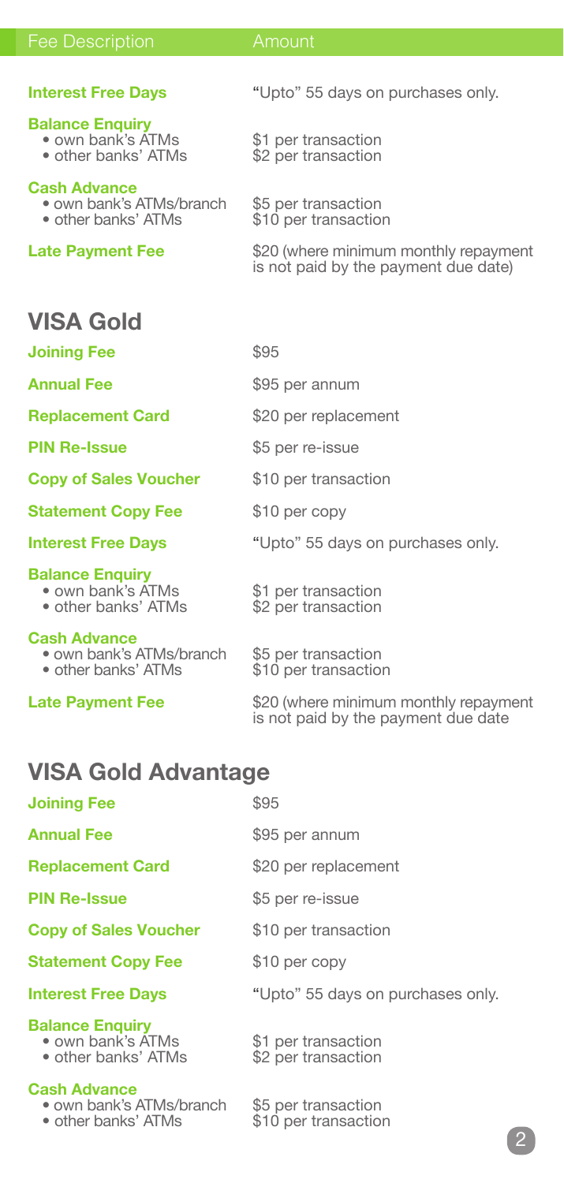| Fee Description | Amount |
|---|---|
| **Interest Free Days** | "Upto" 55 days on purchases only. |
| **Balance Enquiry** | |
| • own bank's ATMs | $1 per transaction |
| • other banks' ATMs | $2 per transaction |
| **Cash Advance** | |
| • own bank's ATMs/branch | $5 per transaction |
| • other banks' ATMs | $10 per transaction |
| **Late Payment Fee** | $20 (where minimum monthly repayment is not paid by the payment due date) |

## VISA Gold

| Fee Description | Amount |
|---|---|
| **Joining Fee** | $95 |
| **Annual Fee** | $95 per annum |
| **Replacement Card** | $20 per replacement |
| **PIN Re-Issue** | $5 per re-issue |
| **Copy of Sales Voucher** | $10 per transaction |
| **Statement Copy Fee** | $10 per copy |
| **Interest Free Days** | "Upto" 55 days on purchases only. |
| **Balance Enquiry** | |
| • own bank's ATMs | $1 per transaction |
| • other banks' ATMs | $2 per transaction |
| **Cash Advance** | |
| • own bank's ATMs/branch | $5 per transaction |
| • other banks' ATMs | $10 per transaction |
| **Late Payment Fee** | $20 (where minimum monthly repayment is not paid by the payment due date |

## VISA Gold Advantage

| Fee Description | Amount |
|---|---|
| **Joining Fee** | $95 |
| **Annual Fee** | $95 per annum |
| **Replacement Card** | $20 per replacement |
| **PIN Re-Issue** | $5 per re-issue |
| **Copy of Sales Voucher** | $10 per transaction |
| **Statement Copy Fee** | $10 per copy |
| **Interest Free Days** | "Upto" 55 days on purchases only. |
| **Balance Enquiry** | |
| • own bank's ATMs | $1 per transaction |
| • other banks' ATMs | $2 per transaction |
| **Cash Advance** | |
| • own bank's ATMs/branch | $5 per transaction |
| • other banks' ATMs | $10 per transaction |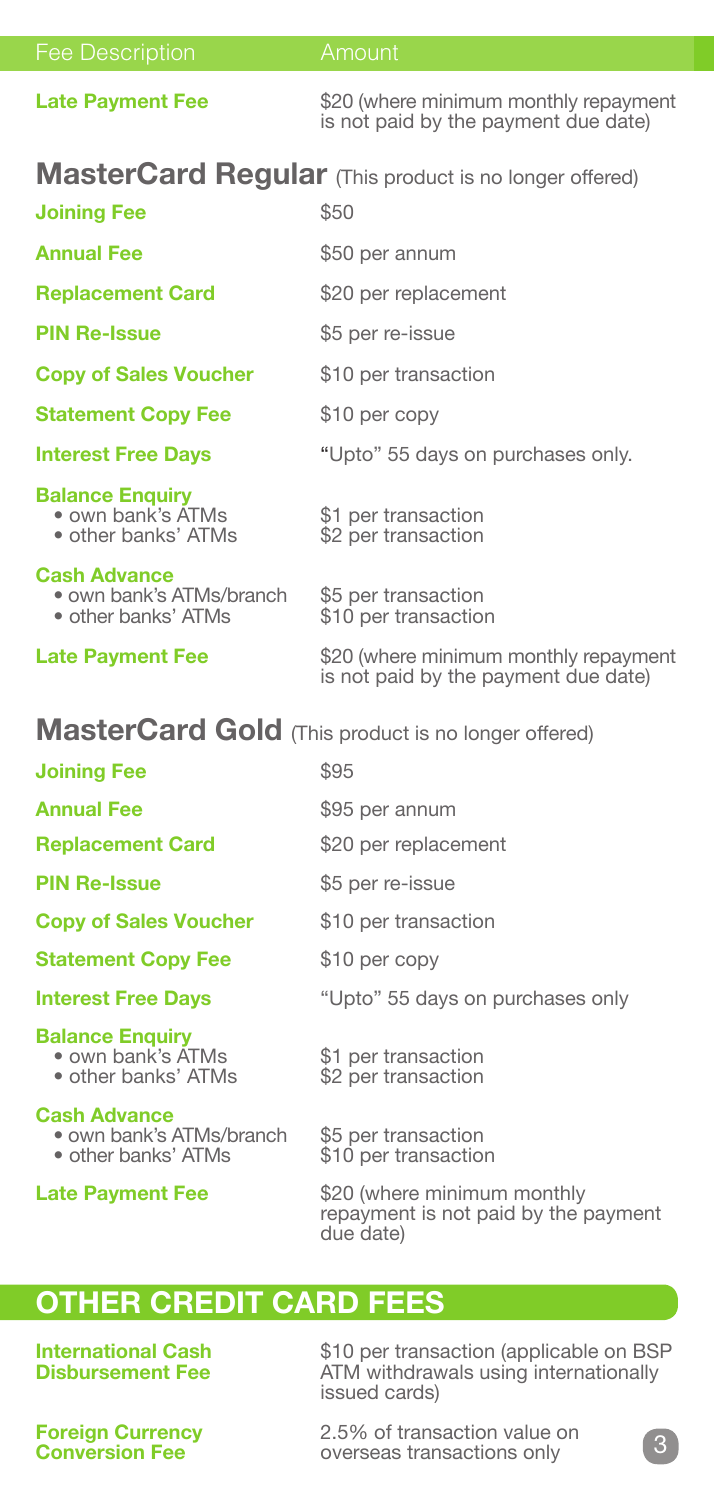| Fee Description | Amount |
| --- | --- |
| **Late Payment Fee** | $20 (where minimum monthly repayment is not paid by the payment due date) |

## MasterCard Regular (This product is no longer offered)

| Fee Description | Amount |
| --- | --- |
| **Joining Fee** | $50 |
| **Annual Fee** | $50 per annum |
| **Replacement Card** | $20 per replacement |
| **PIN Re-Issue** | $5 per re-issue |
| **Copy of Sales Voucher** | $10 per transaction |
| **Statement Copy Fee** | $10 per copy |
| **Interest Free Days** | "Upto" 55 days on purchases only. |
| **Balance Enquiry** | |
| • own bank's ATMs | $1 per transaction |
| • other banks' ATMs | $2 per transaction |
| **Cash Advance** | |
| • own bank's ATMs/branch | $5 per transaction |
| • other banks' ATMs | $10 per transaction |
| **Late Payment Fee** | $20 (where minimum monthly repayment is not paid by the payment due date) |

## MasterCard Gold (This product is no longer offered)

| Fee Description | Amount |
| --- | --- |
| **Joining Fee** | $95 |
| **Annual Fee** | $95 per annum |
| **Replacement Card** | $20 per replacement |
| **PIN Re-Issue** | $5 per re-issue |
| **Copy of Sales Voucher** | $10 per transaction |
| **Statement Copy Fee** | $10 per copy |
| **Interest Free Days** | "Upto" 55 days on purchases only |
| **Balance Enquiry** | |
| • own bank's ATMs | $1 per transaction |
| • other banks' ATMs | $2 per transaction |
| **Cash Advance** | |
| • own bank's ATMs/branch | $5 per transaction |
| • other banks' ATMs | $10 per transaction |
| **Late Payment Fee** | $20 (where minimum monthly repayment is not paid by the payment due date) |

## OTHER CREDIT CARD FEES

| Fee Description | Amount |
| --- | --- |
| **International Cash Disbursement Fee** | $10 per transaction (applicable on BSP ATM withdrawals using internationally issued cards) |
| **Foreign Currency Conversion Fee** | 2.5% of transaction value on overseas transactions only |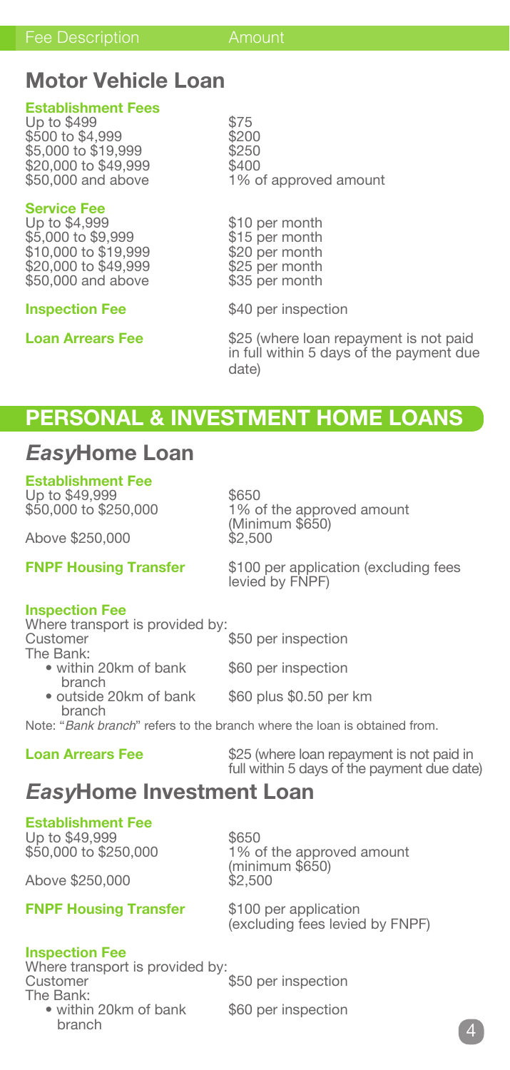| Fee Description | Amount |
| --- | --- |

## Motor Vehicle Loan

| | |
| --- | --- |
| **Establishment Fees** | |
| Up to $499 | $75 |
| $500 to $4,999 | $200 |
| $5,000 to $19,999 | $250 |
| $20,000 to $49,999 | $400 |
| $50,000 and above | 1% of approved amount |
| **Service Fee** | |
| Up to $4,999 | $10 per month |
| $5,000 to $9,999 | $15 per month |
| $10,000 to $19,999 | $20 per month |
| $20,000 to $49,999 | $25 per month |
| $50,000 and above | $35 per month |
| **Inspection Fee** | $40 per inspection |
| **Loan Arrears Fee** | $25 (where loan repayment is not paid in full within 5 days of the payment due date) |

# PERSONAL & INVESTMENT HOME LOANS

## *Easy*Home Loan

| | |
| --- | --- |
| **Establishment Fee** | |
| Up to $49,999 | $650 |
| $50,000 to $250,000 | 1% of the approved amount (Minimum $650) |
| Above $250,000 | $2,500 |
| **FNPF Housing Transfer** | $100 per application (excluding fees levied by FNPF) |
| **Inspection Fee** | |
| Where transport is provided by: | |
| Customer | $50 per inspection |
| The Bank: | |
| • within 20km of bank branch | $60 per inspection |
| • outside 20km of bank branch | $60 plus $0.50 per km |

Note: "*Bank branch*" refers to the branch where the loan is obtained from.

| | |
| --- | --- |
| **Loan Arrears Fee** | $25 (where loan repayment is not paid in full within 5 days of the payment due date) |

## *Easy*Home Investment Loan

| | |
| --- | --- |
| **Establishment Fee** | |
| Up to $49,999 | $650 |
| $50,000 to $250,000 | 1% of the approved amount (minimum $650) |
| Above $250,000 | $2,500 |
| **FNPF Housing Transfer** | $100 per application (excluding fees levied by FNPF) |
| **Inspection Fee** | |
| Where transport is provided by: | |
| Customer | $50 per inspection |
| The Bank: | |
| • within 20km of bank branch | $60 per inspection |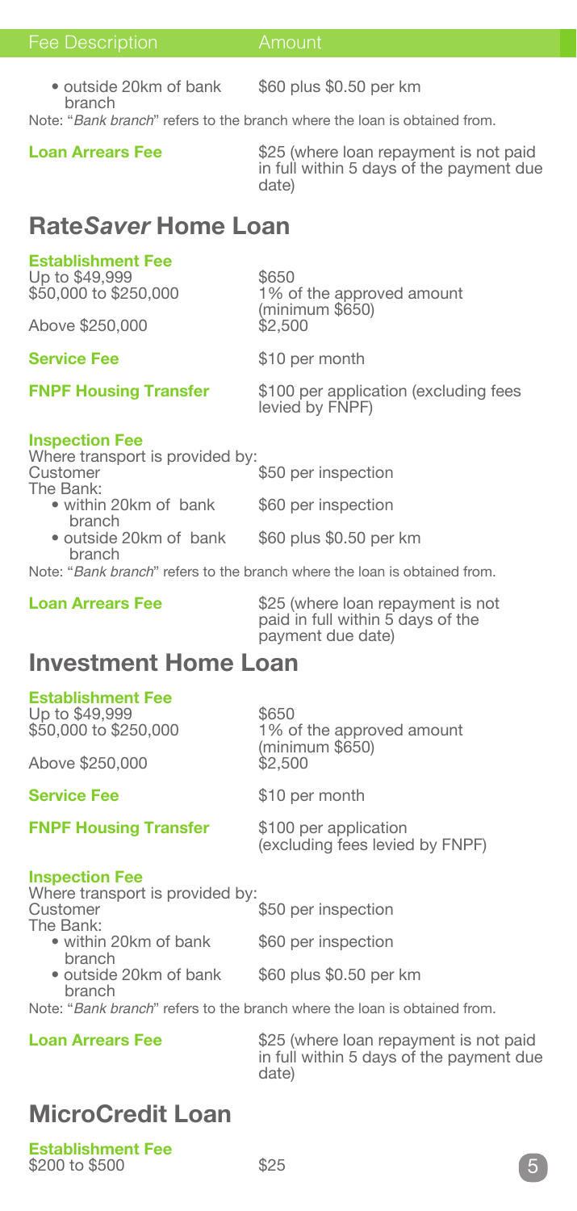| Fee Description | Amount |
|---|---|
| • outside 20km of bank branch | $60 plus $0.50 per km |

Note: "*Bank branch*" refers to the branch where the loan is obtained from.

| | |
|---|---|
| **Loan Arrears Fee** | $25 (where loan repayment is not paid in full within 5 days of the payment due date) |

## Rate*Saver* Home Loan

**Establishment Fee**

| | |
|---|---|
| Up to $49,999 | $650 |
| $50,000 to $250,000 | 1% of the approved amount (minimum $650) |
| Above $250,000 | $2,500 |

| | |
|---|---|
| **Service Fee** | $10 per month |
| **FNPF Housing Transfer** | $100 per application (excluding fees levied by FNPF) |

**Inspection Fee**

Where transport is provided by:

| | |
|---|---|
| Customer | $50 per inspection |
| The Bank: | |
| • within 20km of bank branch | $60 per inspection |
| • outside 20km of bank branch | $60 plus $0.50 per km |

Note: "*Bank branch*" refers to the branch where the loan is obtained from.

| | |
|---|---|
| **Loan Arrears Fee** | $25 (where loan repayment is not paid in full within 5 days of the payment due date) |

## Investment Home Loan

**Establishment Fee**

| | |
|---|---|
| Up to $49,999 | $650 |
| $50,000 to $250,000 | 1% of the approved amount (minimum $650) |
| Above $250,000 | $2,500 |

| | |
|---|---|
| **Service Fee** | $10 per month |
| **FNPF Housing Transfer** | $100 per application (excluding fees levied by FNPF) |

**Inspection Fee**

Where transport is provided by:

| | |
|---|---|
| Customer | $50 per inspection |
| The Bank: | |
| • within 20km of bank branch | $60 per inspection |
| • outside 20km of bank branch | $60 plus $0.50 per km |

Note: "*Bank branch*" refers to the branch where the loan is obtained from.

| | |
|---|---|
| **Loan Arrears Fee** | $25 (where loan repayment is not paid in full within 5 days of the payment due date) |

## MicroCredit Loan

**Establishment Fee**

| | |
|---|---|
| $200 to $500 | $25 |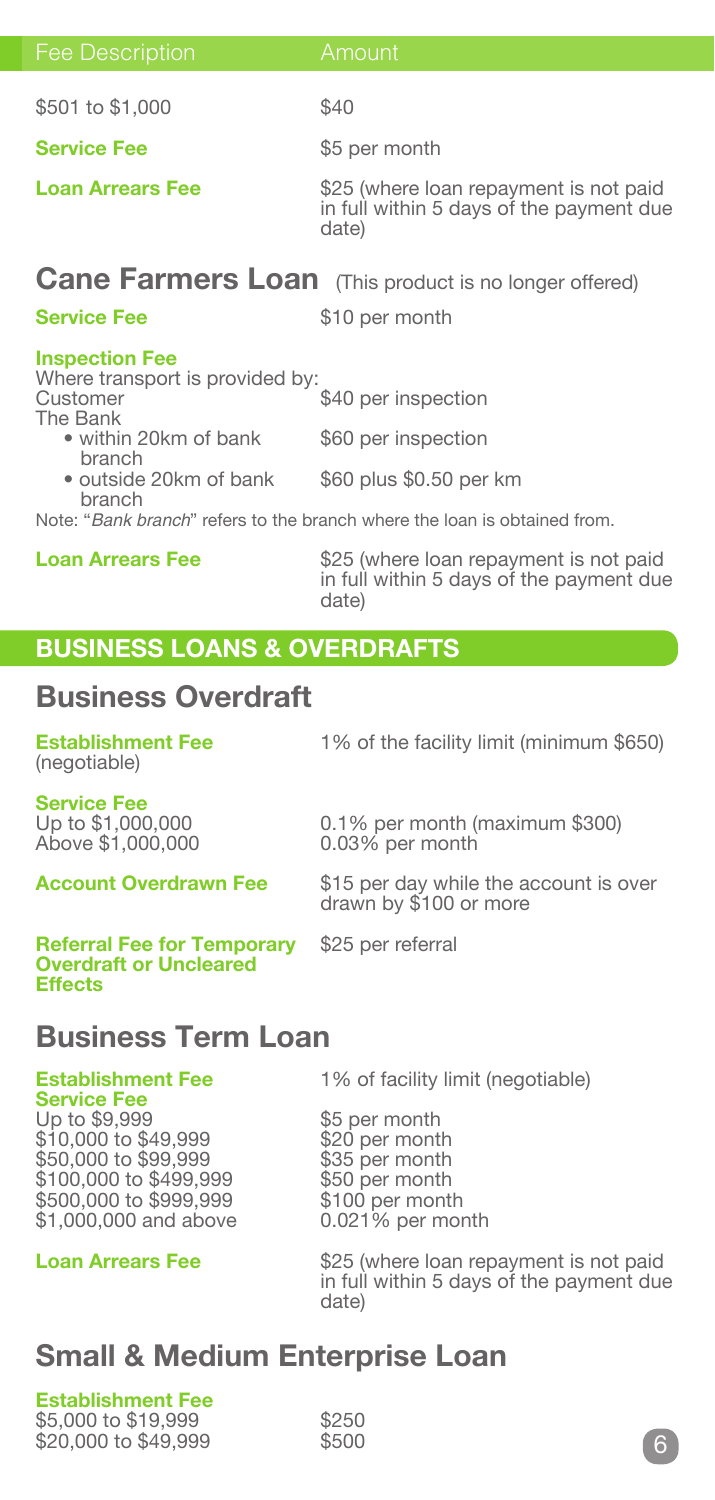| Fee Description | Amount |
|---|---|
| $501 to $1,000 | $40 |
| **Service Fee** | $5 per month |
| **Loan Arrears Fee** | $25 (where loan repayment is not paid in full within 5 days of the payment due date) |

## Cane Farmers Loan (This product is no longer offered)

| | |
|---|---|
| **Service Fee** | $10 per month |
| **Inspection Fee** | |
| Where transport is provided by: | |
| Customer | $40 per inspection |
| The Bank | |
| • within 20km of bank branch | $60 per inspection |
| • outside 20km of bank branch | $60 plus $0.50 per km |

Note: "*Bank branch*" refers to the branch where the loan is obtained from.

| | |
|---|---|
| **Loan Arrears Fee** | $25 (where loan repayment is not paid in full within 5 days of the payment due date) |

## BUSINESS LOANS & OVERDRAFTS

## Business Overdraft

| | |
|---|---|
| **Establishment Fee** (negotiable) | 1% of the facility limit (minimum $650) |
| **Service Fee** | |
| Up to $1,000,000 | 0.1% per month (maximum $300) |
| Above $1,000,000 | 0.03% per month |
| **Account Overdrawn Fee** | $15 per day while the account is over drawn by $100 or more |
| **Referral Fee for Temporary Overdraft or Uncleared Effects** | $25 per referral |

## Business Term Loan

| | |
|---|---|
| **Establishment Fee** | 1% of facility limit (negotiable) |
| **Service Fee** | |
| Up to $9,999 | $5 per month |
| $10,000 to $49,999 | $20 per month |
| $50,000 to $99,999 | $35 per month |
| $100,000 to $499,999 | $50 per month |
| $500,000 to $999,999 | $100 per month |
| $1,000,000 and above | 0.021% per month |
| **Loan Arrears Fee** | $25 (where loan repayment is not paid in full within 5 days of the payment due date) |

## Small & Medium Enterprise Loan

| | |
|---|---|
| **Establishment Fee** | |
| $5,000 to $19,999 | $250 |
| $20,000 to $49,999 | $500 |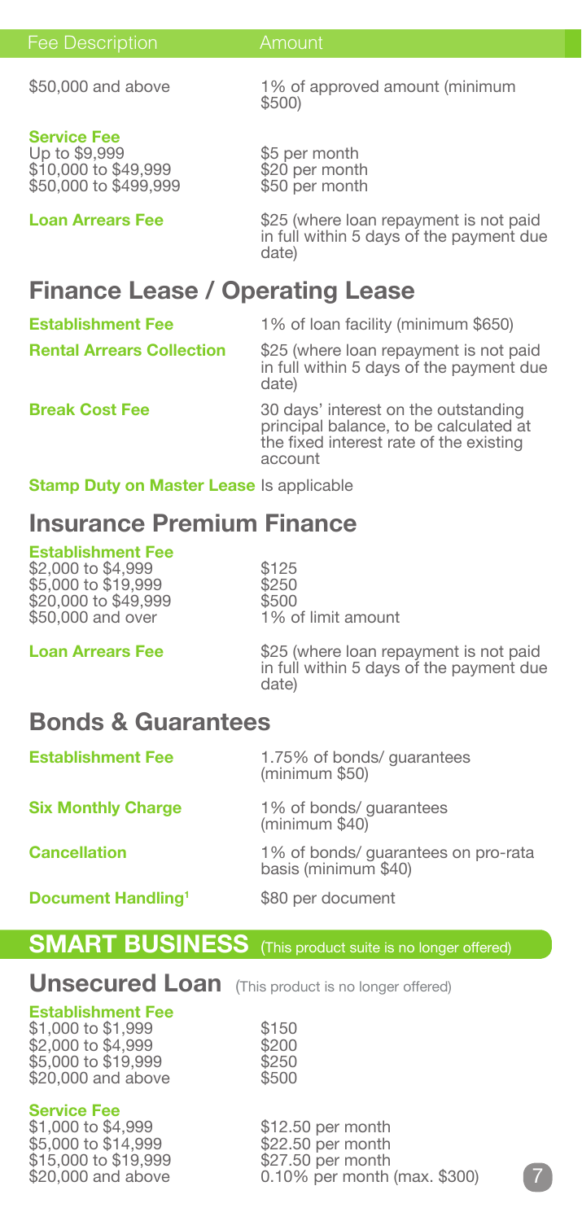| Fee Description | Amount |
|---|---|
| $50,000 and above | 1% of approved amount (minimum $500) |
| **Service Fee** | |
| Up to $9,999 | $5 per month |
| $10,000 to $49,999 | $20 per month |
| $50,000 to $499,999 | $50 per month |
| **Loan Arrears Fee** | $25 (where loan repayment is not paid in full within 5 days of the payment due date) |

## Finance Lease / Operating Lease

| | |
|---|---|
| **Establishment Fee** | 1% of loan facility (minimum $650) |
| **Rental Arrears Collection** | $25 (where loan repayment is not paid in full within 5 days of the payment due date) |
| **Break Cost Fee** | 30 days' interest on the outstanding principal balance, to be calculated at the fixed interest rate of the existing account |
| **Stamp Duty on Master Lease** | Is applicable |

## Insurance Premium Finance

| | |
|---|---|
| **Establishment Fee** | |
| $2,000 to $4,999 | $125 |
| $5,000 to $19,999 | $250 |
| $20,000 to $49,999 | $500 |
| $50,000 and over | 1% of limit amount |
| **Loan Arrears Fee** | $25 (where loan repayment is not paid in full within 5 days of the payment due date) |

## Bonds & Guarantees

| | |
|---|---|
| **Establishment Fee** | 1.75% of bonds/ guarantees (minimum $50) |
| **Six Monthly Charge** | 1% of bonds/ guarantees (minimum $40) |
| **Cancellation** | 1% of bonds/ guarantees on pro-rata basis (minimum $40) |
| **Document Handling[1]** | $80 per document |

# SMART BUSINESS (This product suite is no longer offered)

## Unsecured Loan (This product is no longer offered)

| | |
|---|---|
| **Establishment Fee** | |
| $1,000 to $1,999 | $150 |
| $2,000 to $4,999 | $200 |
| $5,000 to $19,999 | $250 |
| $20,000 and above | $500 |
| **Service Fee** | |
| $1,000 to $4,999 | $12.50 per month |
| $5,000 to $14,999 | $22.50 per month |
| $15,000 to $19,999 | $27.50 per month |
| $20,000 and above | 0.10% per month (max. $300) |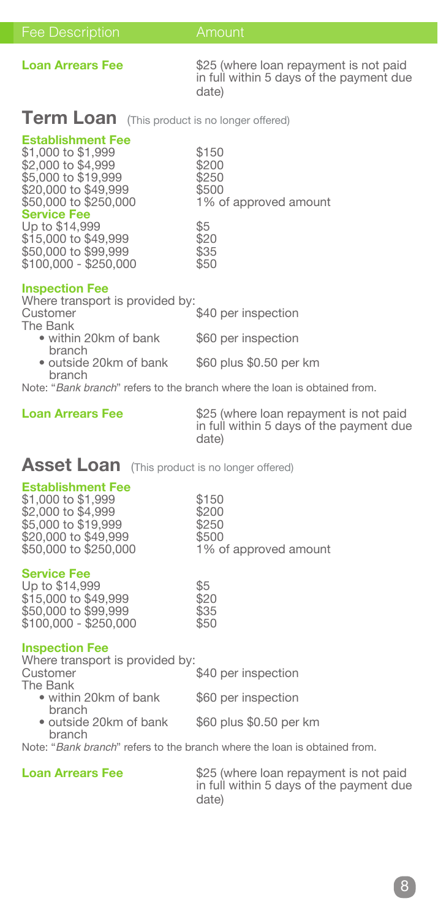| Fee Description | Amount |
| --- | --- |
| **Loan Arrears Fee** | $25 (where loan repayment is not paid in full within 5 days of the payment due date) |

## Term Loan (This product is no longer offered)

| | |
| --- | --- |
| **Establishment Fee** | |
| $1,000 to $1,999 | $150 |
| $2,000 to $4,999 | $200 |
| $5,000 to $19,999 | $250 |
| $20,000 to $49,999 | $500 |
| $50,000 to $250,000 | 1% of approved amount |
| **Service Fee** | |
| Up to $14,999 | $5 |
| $15,000 to $49,999 | $20 |
| $50,000 to $99,999 | $35 |
| $100,000 - $250,000 | $50 |

**Inspection Fee**

| | |
| --- | --- |
| Where transport is provided by: | |
| Customer | $40 per inspection |
| The Bank | |
| • within 20km of bank branch | $60 per inspection |
| • outside 20km of bank branch | $60 plus $0.50 per km |

Note: "*Bank branch*" refers to the branch where the loan is obtained from.

| | |
| --- | --- |
| **Loan Arrears Fee** | $25 (where loan repayment is not paid in full within 5 days of the payment due date) |

## Asset Loan (This product is no longer offered)

**Establishment Fee**

| | |
| --- | --- |
| $1,000 to $1,999 | $150 |
| $2,000 to $4,999 | $200 |
| $5,000 to $19,999 | $250 |
| $20,000 to $49,999 | $500 |
| $50,000 to $250,000 | 1% of approved amount |

**Service Fee**

| | |
| --- | --- |
| Up to $14,999 | $5 |
| $15,000 to $49,999 | $20 |
| $50,000 to $99,999 | $35 |
| $100,000 - $250,000 | $50 |

**Inspection Fee**

| | |
| --- | --- |
| Where transport is provided by: | |
| Customer | $40 per inspection |
| The Bank | |
| • within 20km of bank branch | $60 per inspection |
| • outside 20km of bank branch | $60 plus $0.50 per km |

Note: "*Bank branch*" refers to the branch where the loan is obtained from.

| | |
| --- | --- |
| **Loan Arrears Fee** | $25 (where loan repayment is not paid in full within 5 days of the payment due date) |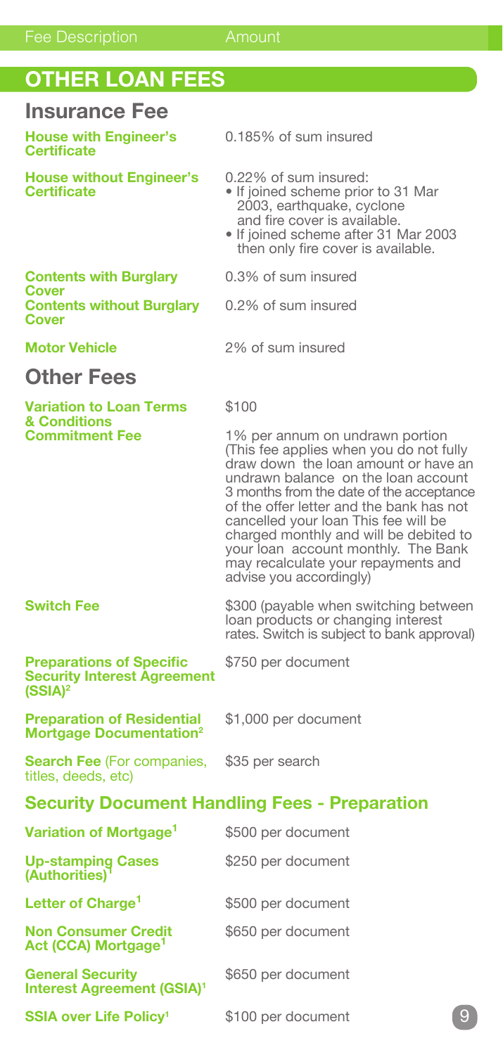| Fee Description | Amount |
|---|---|

## OTHER LOAN FEES

### Insurance Fee

| Fee Description | Amount |
|---|---|
| **House with Engineer's Certificate** | 0.185% of sum insured |
| **House without Engineer's Certificate** | 0.22% of sum insured: • If joined scheme prior to 31 Mar 2003, earthquake, cyclone and fire cover is available. • If joined scheme after 31 Mar 2003 then only fire cover is available. |
| **Contents with Burglary Cover** | 0.3% of sum insured |
| **Contents without Burglary Cover** | 0.2% of sum insured |
| **Motor Vehicle** | 2% of sum insured |

### Other Fees

| Fee Description | Amount |
|---|---|
| **Variation to Loan Terms & Conditions** | $100 |
| **Commitment Fee** | 1% per annum on undrawn portion (This fee applies when you do not fully draw down the loan amount or have an undrawn balance on the loan account 3 months from the date of the acceptance of the offer letter and the bank has not cancelled your loan This fee will be charged monthly and will be debited to your loan account monthly. The Bank may recalculate your repayments and advise you accordingly) |
| **Switch Fee** | $300 (payable when switching between loan products or changing interest rates. Switch is subject to bank approval) |
| **Preparations of Specific Security Interest Agreement (SSIA)**[2] | $750 per document |
| **Preparation of Residential Mortgage Documentation**[2] | $1,000 per document |
| **Search Fee** (For companies, titles, deeds, etc) | $35 per search |

### Security Document Handling Fees - Preparation

| Fee Description | Amount |
|---|---|
| **Variation of Mortgage**[1] | $500 per document |
| **Up-stamping Cases (Authorities)**[1] | $250 per document |
| **Letter of Charge**[1] | $500 per document |
| **Non Consumer Credit Act (CCA) Mortgage**[1] | $650 per document |
| **General Security Interest Agreement (GSIA)**[1] | $650 per document |
| **SSIA over Life Policy**[1] | $100 per document |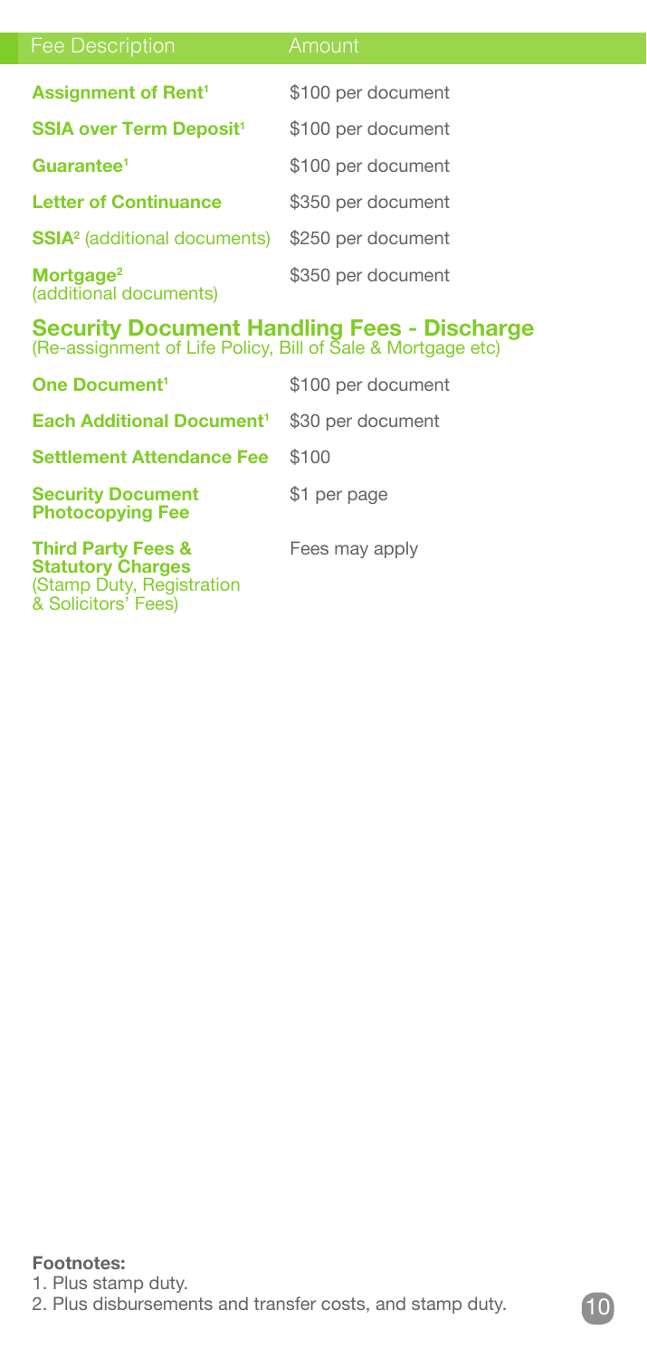| Fee Description | Amount |
| --- | --- |
| **Assignment of Rent**[1] | $100 per document |
| **SSIA over Term Deposit**[1] | $100 per document |
| **Guarantee**[1] | $100 per document |
| **Letter of Continuance** | $350 per document |
| **SSIA**[2] (additional documents) | $250 per document |
| **Mortgage**[2] (additional documents) | $350 per document |

## Security Document Handling Fees - Discharge

(Re-assignment of Life Policy, Bill of Sale & Mortgage etc)

| Fee Description | Amount |
| --- | --- |
| **One Document**[1] | $100 per document |
| **Each Additional Document**[1] | $30 per document |
| **Settlement Attendance Fee** | $100 |
| **Security Document Photocopying Fee** | $1 per page |
| **Third Party Fees & Statutory Charges** (Stamp Duty, Registration & Solicitors' Fees) | Fees may apply |

**Footnotes:**

1. Plus stamp duty.
2. Plus disbursements and transfer costs, and stamp duty.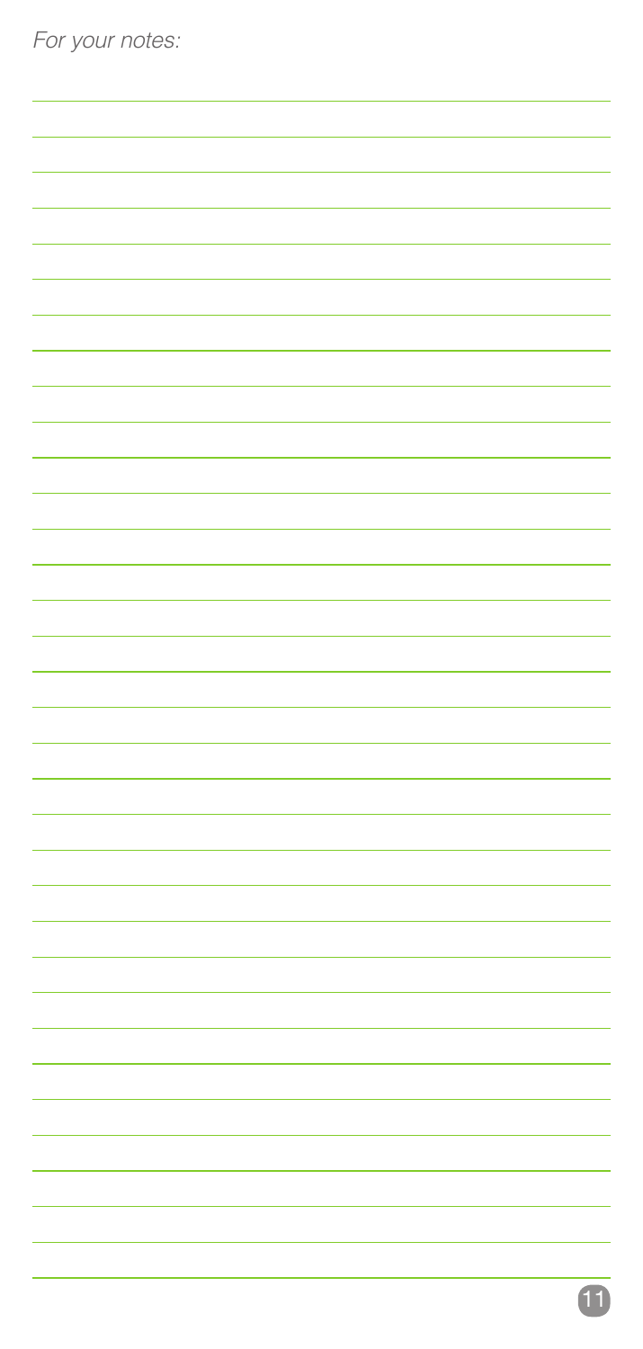*For your notes:*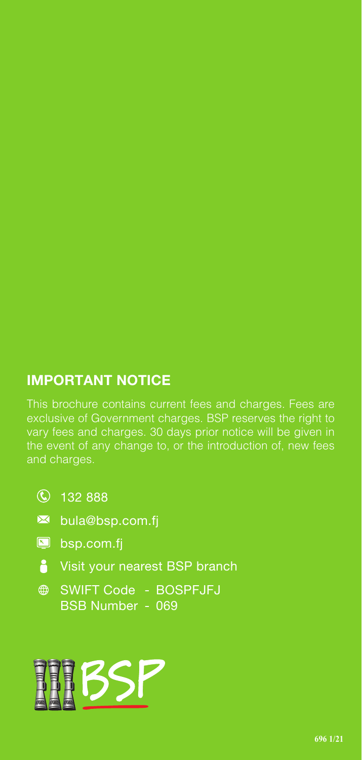## IMPORTANT NOTICE

This brochure contains current fees and charges. Fees are exclusive of Government charges. BSP reserves the right to vary fees and charges. 30 days prior notice will be given in the event of any change to, or the introduction of, new fees and charges.

- 132 888
- bula@bsp.com.fj
- bsp.com.fj
- Visit your nearest BSP branch
- SWIFT Code - BOSPFJFJ
  BSB Number - 069

BSP

696 1/21